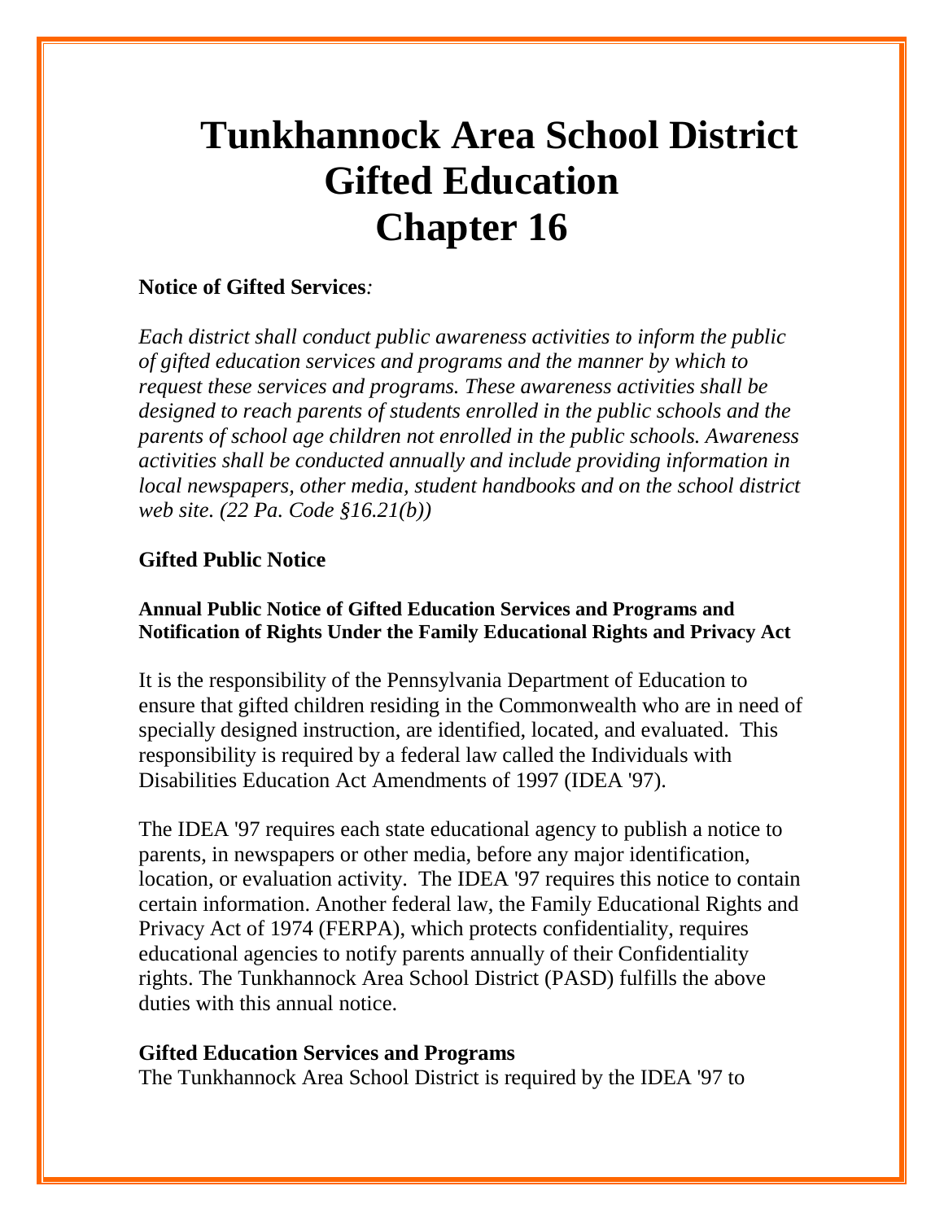# Tunkhannock Area School District Gifted Education Chapter 16

**Notice of Gifted Services***:*

*Each district shall conduct public awareness activities to inform the public of gifted education services and programs and the manner by which to request these services and programs. These awareness activities shall be designed to reach parents of students enrolled in the public schools and the parents of school age children not enrolled in the public schools. Awareness activities shall be conducted annually and include providing information in local newspapers, other media, student handbooks and on the school district web site. (22 Pa. Code §16.21(b))*

**Gifted Public Notice**

**Annual Public Notice of Gifted Education Services and Programs and Notification of Rights Under the Family Educational Rights and Privacy Act**

It is the responsibility of the Pennsylvania Department of Education to ensure that gifted children residing in the Commonwealth who are in need of specially designed instruction, are identified, located, and evaluated. This responsibility is required by a federal law called the Individuals with Disabilities Education Act Amendments of 1997 (IDEA '97).

The IDEA '97 requires each state educational agency to publish a notice to parents, in newspapers or other media, before any major identification, location, or evaluation activity. The IDEA '97 requires this notice to contain certain information. Another federal law, the Family Educational Rights and Privacy Act of 1974 (FERPA), which protects confidentiality, requires educational agencies to notify parents annually of their Confidentiality rights. The Tunkhannock Area School District (PASD) fulfills the above duties with this annual notice.

**Gifted Education Services and Programs**

The Tunkhannock Area School District is required by the IDEA '97 to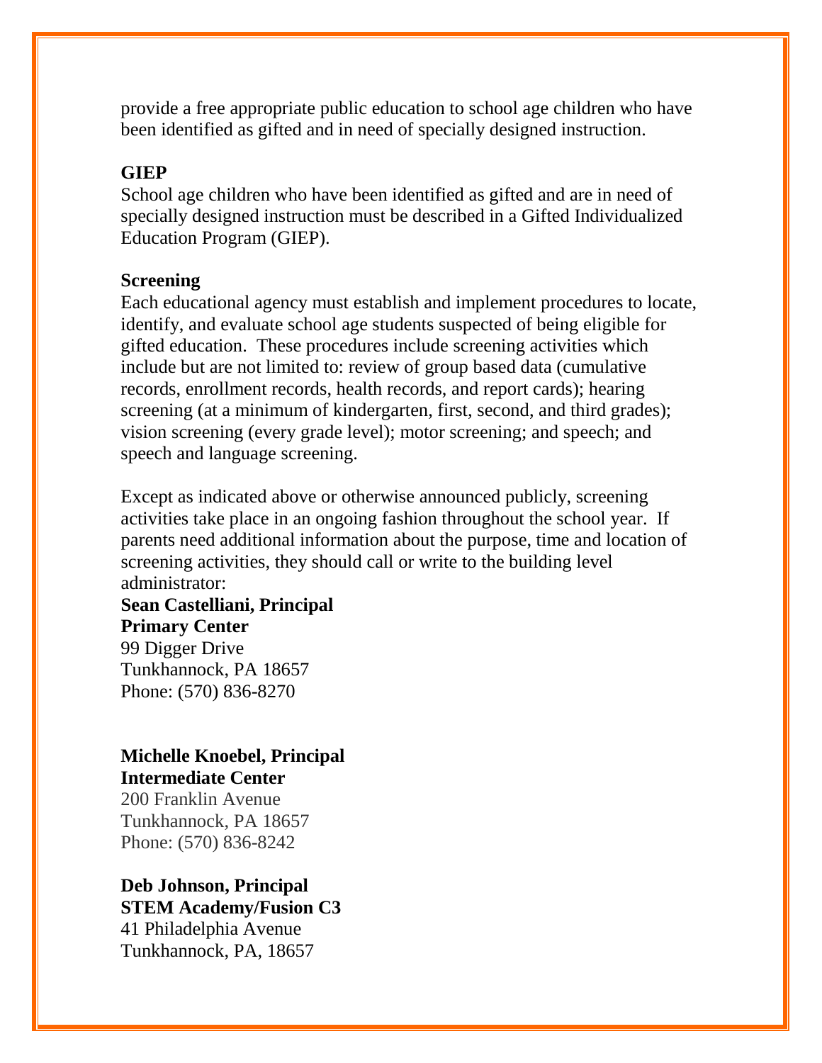provide a free appropriate public education to school age children who have been identified as gifted and in need of specially designed instruction.

**GIEP**

School age children who have been identified as gifted and are in need of specially designed instruction must be described in a Gifted Individualized Education Program (GIEP).

**Screening**

Each educational agency must establish and implement procedures to locate, identify, and evaluate school age students suspected of being eligible for gifted education. These procedures include screening activities which include but are not limited to: review of group based data (cumulative records, enrollment records, health records, and report cards); hearing screening (at a minimum of kindergarten, first, second, and third grades); vision screening (every grade level); motor screening; and speech; and speech and language screening.

Except as indicated above or otherwise announced publicly, screening activities take place in an ongoing fashion throughout the school year. If parents need additional information about the purpose, time and location of screening activities, they should call or write to the building level administrator:

**Sean Castelliani, Principal**
**Primary Center**
99 Digger Drive
Tunkhannock, PA 18657
Phone: (570) 836-8270

**Michelle Knoebel, Principal**
**Intermediate Center**
200 Franklin Avenue
Tunkhannock, PA 18657
Phone: (570) 836-8242

**Deb Johnson, Principal**
**STEM Academy/Fusion C3**
41 Philadelphia Avenue
Tunkhannock, PA, 18657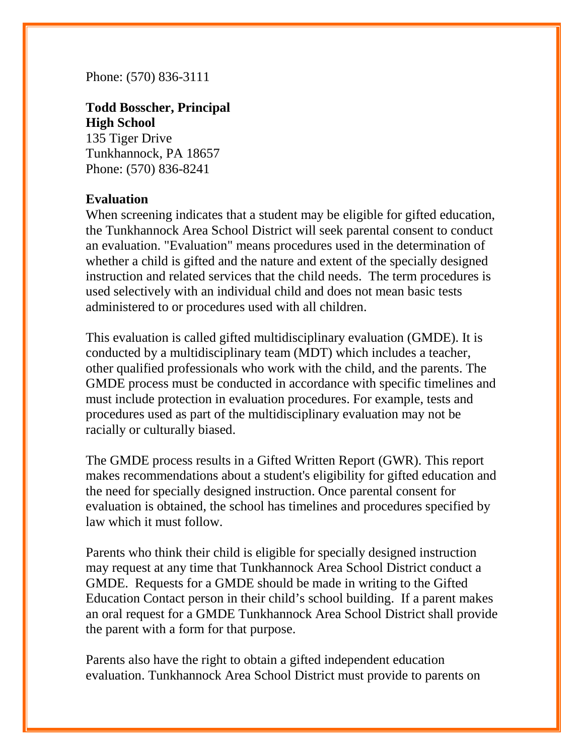Phone: (570) 836-3111

**Todd Bosscher, Principal**
**High School**
135 Tiger Drive
Tunkhannock, PA 18657
Phone: (570) 836-8241

**Evaluation**

When screening indicates that a student may be eligible for gifted education, the Tunkhannock Area School District will seek parental consent to conduct an evaluation. "Evaluation" means procedures used in the determination of whether a child is gifted and the nature and extent of the specially designed instruction and related services that the child needs. The term procedures is used selectively with an individual child and does not mean basic tests administered to or procedures used with all children.

This evaluation is called gifted multidisciplinary evaluation (GMDE). It is conducted by a multidisciplinary team (MDT) which includes a teacher, other qualified professionals who work with the child, and the parents. The GMDE process must be conducted in accordance with specific timelines and must include protection in evaluation procedures. For example, tests and procedures used as part of the multidisciplinary evaluation may not be racially or culturally biased.

The GMDE process results in a Gifted Written Report (GWR). This report makes recommendations about a student's eligibility for gifted education and the need for specially designed instruction. Once parental consent for evaluation is obtained, the school has timelines and procedures specified by law which it must follow.

Parents who think their child is eligible for specially designed instruction may request at any time that Tunkhannock Area School District conduct a GMDE. Requests for a GMDE should be made in writing to the Gifted Education Contact person in their child's school building. If a parent makes an oral request for a GMDE Tunkhannock Area School District shall provide the parent with a form for that purpose.

Parents also have the right to obtain a gifted independent education evaluation. Tunkhannock Area School District must provide to parents on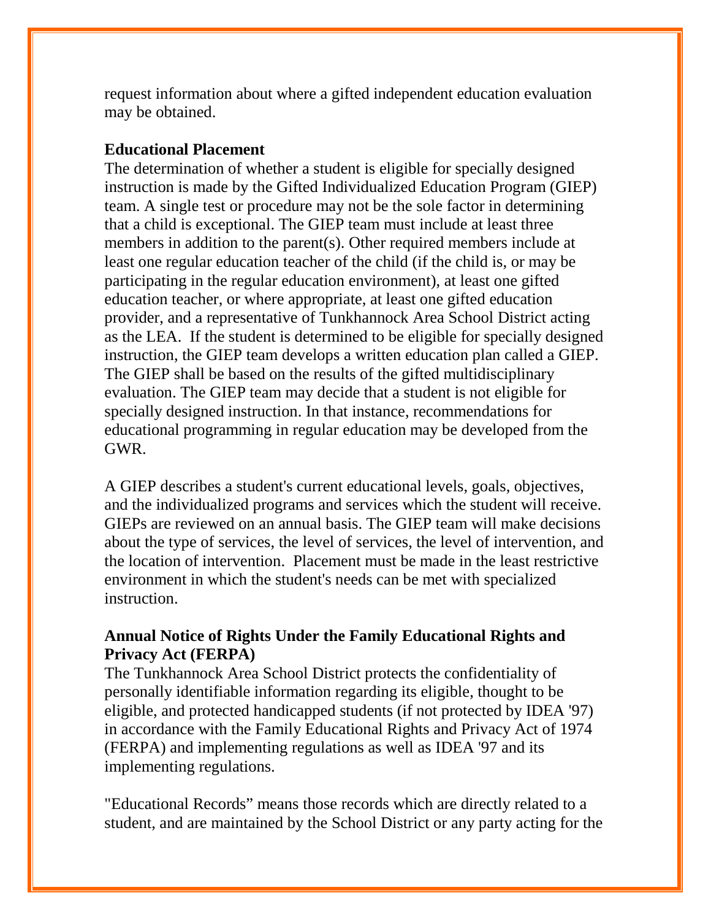request information about where a gifted independent education evaluation may be obtained.

**Educational Placement**

The determination of whether a student is eligible for specially designed instruction is made by the Gifted Individualized Education Program (GIEP) team. A single test or procedure may not be the sole factor in determining that a child is exceptional. The GIEP team must include at least three members in addition to the parent(s). Other required members include at least one regular education teacher of the child (if the child is, or may be participating in the regular education environment), at least one gifted education teacher, or where appropriate, at least one gifted education provider, and a representative of Tunkhannock Area School District acting as the LEA. If the student is determined to be eligible for specially designed instruction, the GIEP team develops a written education plan called a GIEP. The GIEP shall be based on the results of the gifted multidisciplinary evaluation. The GIEP team may decide that a student is not eligible for specially designed instruction. In that instance, recommendations for educational programming in regular education may be developed from the GWR.

A GIEP describes a student's current educational levels, goals, objectives, and the individualized programs and services which the student will receive. GIEPs are reviewed on an annual basis. The GIEP team will make decisions about the type of services, the level of services, the level of intervention, and the location of intervention. Placement must be made in the least restrictive environment in which the student's needs can be met with specialized instruction.

**Annual Notice of Rights Under the Family Educational Rights and Privacy Act (FERPA)**

The Tunkhannock Area School District protects the confidentiality of personally identifiable information regarding its eligible, thought to be eligible, and protected handicapped students (if not protected by IDEA '97) in accordance with the Family Educational Rights and Privacy Act of 1974 (FERPA) and implementing regulations as well as IDEA '97 and its implementing regulations.

"Educational Records" means those records which are directly related to a student, and are maintained by the School District or any party acting for the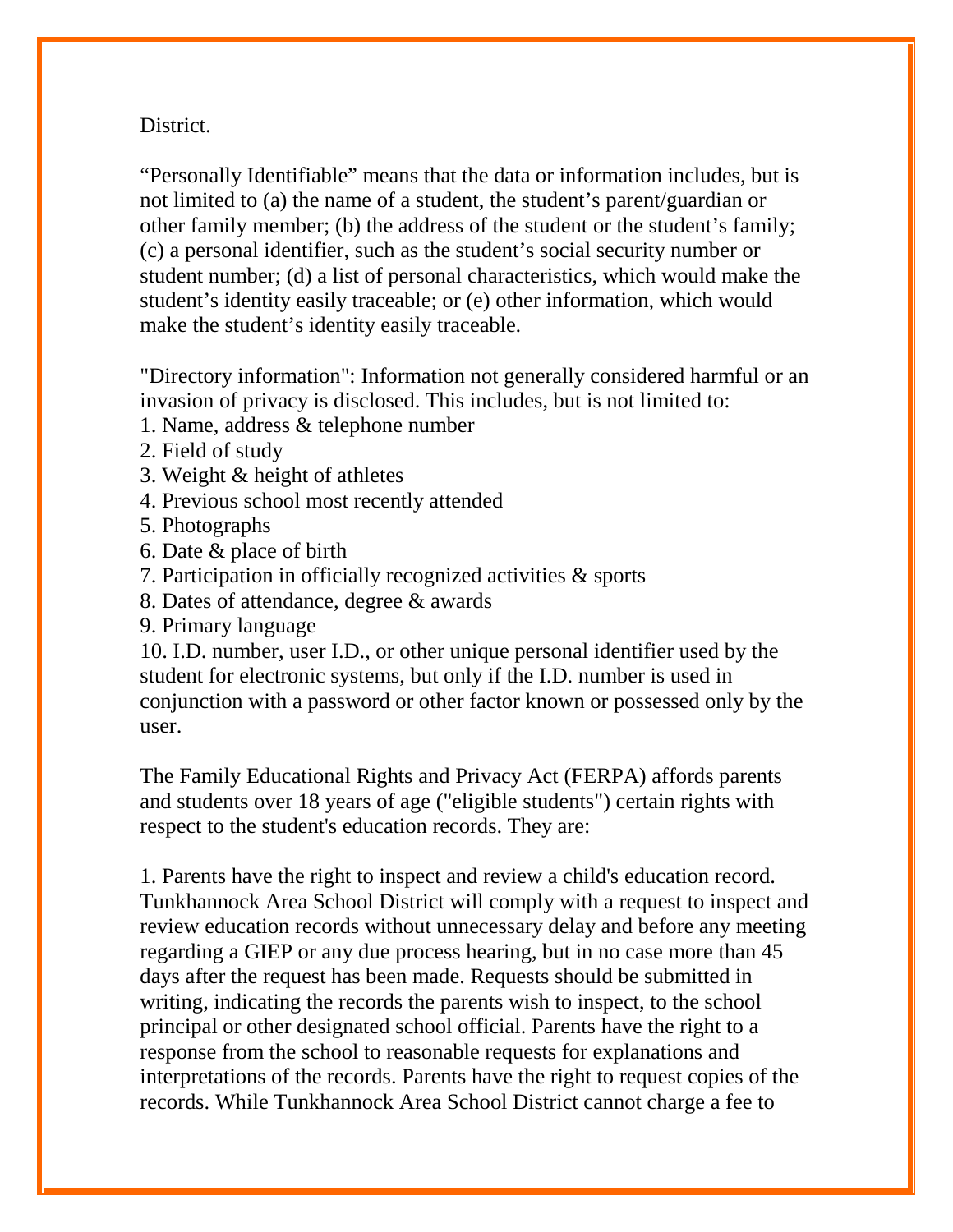District.

“Personally Identifiable” means that the data or information includes, but is not limited to (a) the name of a student, the student’s parent/guardian or other family member; (b) the address of the student or the student’s family; (c) a personal identifier, such as the student’s social security number or student number; (d) a list of personal characteristics, which would make the student’s identity easily traceable; or (e) other information, which would make the student’s identity easily traceable.

"Directory information": Information not generally considered harmful or an invasion of privacy is disclosed. This includes, but is not limited to:

1. Name, address & telephone number
2. Field of study
3. Weight & height of athletes
4. Previous school most recently attended
5. Photographs
6. Date & place of birth
7. Participation in officially recognized activities & sports
8. Dates of attendance, degree & awards
9. Primary language
10. I.D. number, user I.D., or other unique personal identifier used by the student for electronic systems, but only if the I.D. number is used in conjunction with a password or other factor known or possessed only by the user.

The Family Educational Rights and Privacy Act (FERPA) affords parents and students over 18 years of age ("eligible students") certain rights with respect to the student's education records. They are:

1. Parents have the right to inspect and review a child's education record. Tunkhannock Area School District will comply with a request to inspect and review education records without unnecessary delay and before any meeting regarding a GIEP or any due process hearing, but in no case more than 45 days after the request has been made. Requests should be submitted in writing, indicating the records the parents wish to inspect, to the school principal or other designated school official. Parents have the right to a response from the school to reasonable requests for explanations and interpretations of the records. Parents have the right to request copies of the records. While Tunkhannock Area School District cannot charge a fee to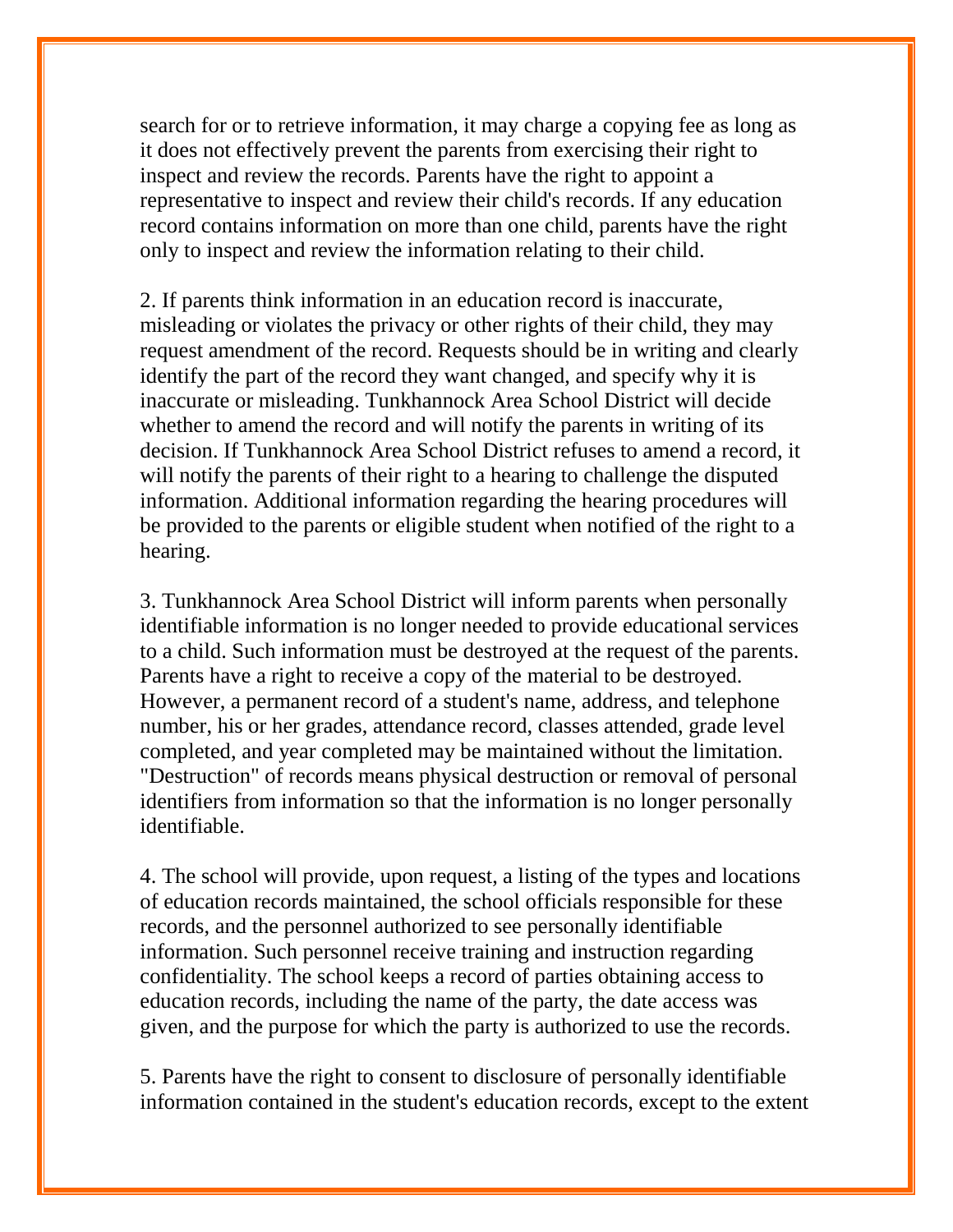search for or to retrieve information, it may charge a copying fee as long as it does not effectively prevent the parents from exercising their right to inspect and review the records. Parents have the right to appoint a representative to inspect and review their child's records. If any education record contains information on more than one child, parents have the right only to inspect and review the information relating to their child.

2. If parents think information in an education record is inaccurate, misleading or violates the privacy or other rights of their child, they may request amendment of the record. Requests should be in writing and clearly identify the part of the record they want changed, and specify why it is inaccurate or misleading. Tunkhannock Area School District will decide whether to amend the record and will notify the parents in writing of its decision. If Tunkhannock Area School District refuses to amend a record, it will notify the parents of their right to a hearing to challenge the disputed information. Additional information regarding the hearing procedures will be provided to the parents or eligible student when notified of the right to a hearing.

3. Tunkhannock Area School District will inform parents when personally identifiable information is no longer needed to provide educational services to a child. Such information must be destroyed at the request of the parents. Parents have a right to receive a copy of the material to be destroyed. However, a permanent record of a student's name, address, and telephone number, his or her grades, attendance record, classes attended, grade level completed, and year completed may be maintained without the limitation. "Destruction" of records means physical destruction or removal of personal identifiers from information so that the information is no longer personally identifiable.

4. The school will provide, upon request, a listing of the types and locations of education records maintained, the school officials responsible for these records, and the personnel authorized to see personally identifiable information. Such personnel receive training and instruction regarding confidentiality. The school keeps a record of parties obtaining access to education records, including the name of the party, the date access was given, and the purpose for which the party is authorized to use the records.

5. Parents have the right to consent to disclosure of personally identifiable information contained in the student's education records, except to the extent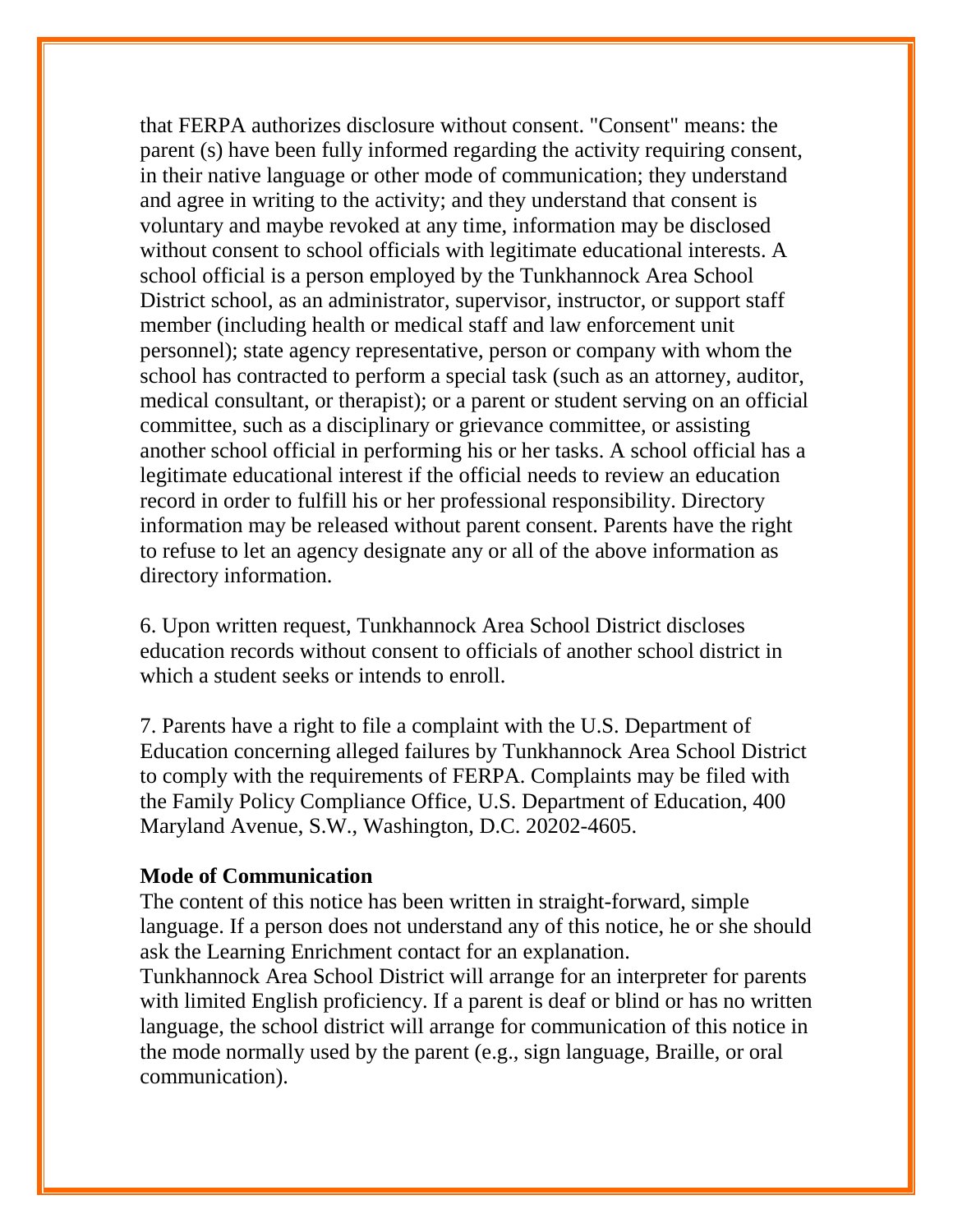that FERPA authorizes disclosure without consent. "Consent" means: the parent (s) have been fully informed regarding the activity requiring consent, in their native language or other mode of communication; they understand and agree in writing to the activity; and they understand that consent is voluntary and maybe revoked at any time, information may be disclosed without consent to school officials with legitimate educational interests. A school official is a person employed by the Tunkhannock Area School District school, as an administrator, supervisor, instructor, or support staff member (including health or medical staff and law enforcement unit personnel); state agency representative, person or company with whom the school has contracted to perform a special task (such as an attorney, auditor, medical consultant, or therapist); or a parent or student serving on an official committee, such as a disciplinary or grievance committee, or assisting another school official in performing his or her tasks. A school official has a legitimate educational interest if the official needs to review an education record in order to fulfill his or her professional responsibility. Directory information may be released without parent consent. Parents have the right to refuse to let an agency designate any or all of the above information as directory information.

6. Upon written request, Tunkhannock Area School District discloses education records without consent to officials of another school district in which a student seeks or intends to enroll.

7. Parents have a right to file a complaint with the U.S. Department of Education concerning alleged failures by Tunkhannock Area School District to comply with the requirements of FERPA. Complaints may be filed with the Family Policy Compliance Office, U.S. Department of Education, 400 Maryland Avenue, S.W., Washington, D.C. 20202-4605.

**Mode of Communication**

The content of this notice has been written in straight-forward, simple language. If a person does not understand any of this notice, he or she should ask the Learning Enrichment contact for an explanation.

Tunkhannock Area School District will arrange for an interpreter for parents with limited English proficiency. If a parent is deaf or blind or has no written language, the school district will arrange for communication of this notice in the mode normally used by the parent (e.g., sign language, Braille, or oral communication).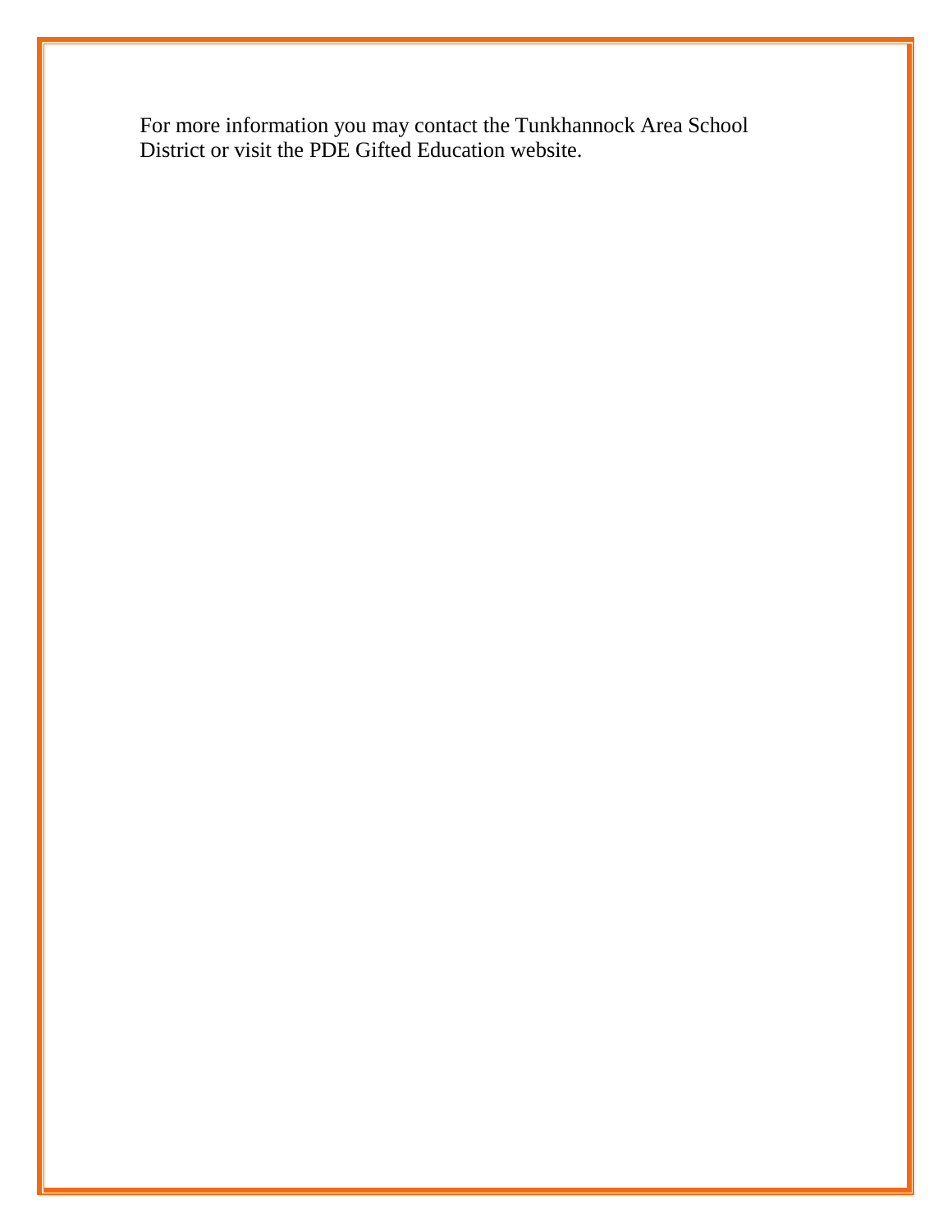For more information you may contact the Tunkhannock Area School District or visit the PDE Gifted Education website.